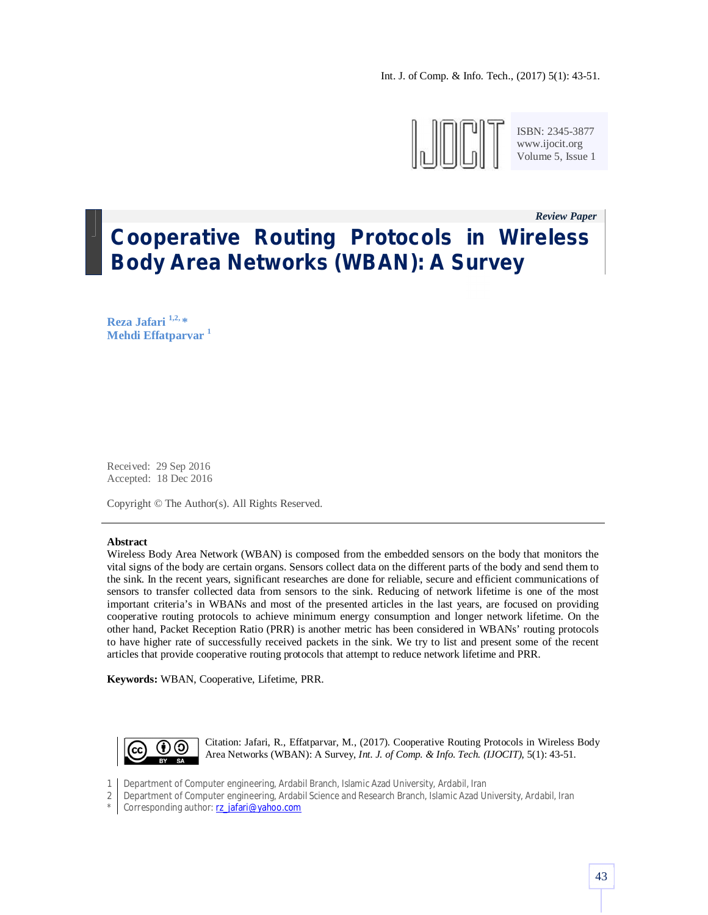ISBN: 2345-3877
www.ijocit.org
Volume 5, Issue 1

*Review Paper*

# Cooperative Routing Protocols in Wireless Body Area Networks (WBAN): A Survey

**Reza Jafari** [1,2,*]
**Mehdi Effatparvar** [1]

Received: 29 Sep 2016
Accepted: 18 Dec 2016

Copyright © The Author(s). All Rights Reserved.

---

**Abstract**

Wireless Body Area Network (WBAN) is composed from the embedded sensors on the body that monitors the vital signs of the body are certain organs. Sensors collect data on the different parts of the body and send them to the sink. In the recent years, significant researches are done for reliable, secure and efficient communications of sensors to transfer collected data from sensors to the sink. Reducing of network lifetime is one of the most important criteria's in WBANs and most of the presented articles in the last years, are focused on providing cooperative routing protocols to achieve minimum energy consumption and longer network lifetime. On the other hand, Packet Reception Ratio (PRR) is another metric has been considered in WBANs' routing protocols to have higher rate of successfully received packets in the sink. We try to list and present some of the recent articles that provide cooperative routing protocols that attempt to reduce network lifetime and PRR.

**Keywords:** WBAN, Cooperative, Lifetime, PRR.

Citation: Jafari, R., Effatparvar, M., (2017). Cooperative Routing Protocols in Wireless Body Area Networks (WBAN): A Survey, *Int. J. of Comp. & Info. Tech. (IJOCIT)*, 5(1): 43-51.

1 | Department of Computer engineering, Ardabil Branch, Islamic Azad University, Ardabil, Iran
2 | Department of Computer engineering, Ardabil Science and Research Branch, Islamic Azad University, Ardabil, Iran
* | Corresponding author: rz_jafari@yahoo.com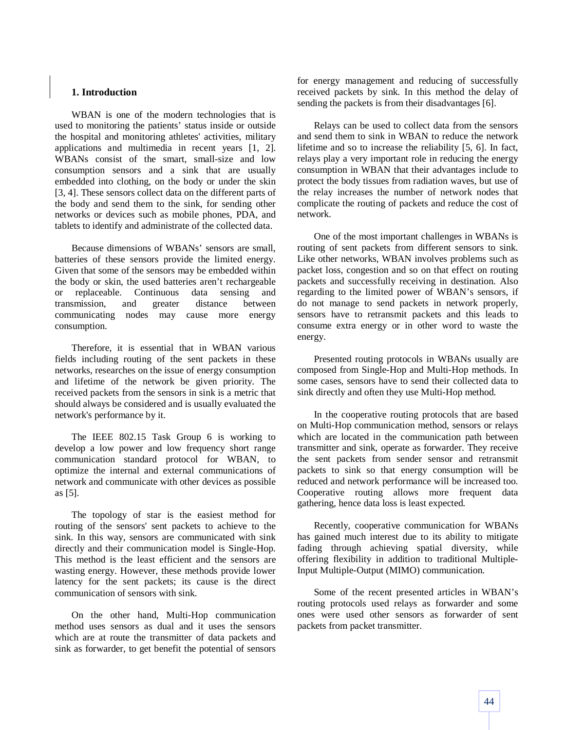## 1. Introduction

WBAN is one of the modern technologies that is used to monitoring the patients' status inside or outside the hospital and monitoring athletes' activities, military applications and multimedia in recent years [1, 2]. WBANs consist of the smart, small-size and low consumption sensors and a sink that are usually embedded into clothing, on the body or under the skin [3, 4]. These sensors collect data on the different parts of the body and send them to the sink, for sending other networks or devices such as mobile phones, PDA, and tablets to identify and administrate of the collected data.

Because dimensions of WBANs' sensors are small, batteries of these sensors provide the limited energy. Given that some of the sensors may be embedded within the body or skin, the used batteries aren't rechargeable or replaceable. Continuous data sensing and transmission, and greater distance between communicating nodes may cause more energy consumption.

Therefore, it is essential that in WBAN various fields including routing of the sent packets in these networks, researches on the issue of energy consumption and lifetime of the network be given priority. The received packets from the sensors in sink is a metric that should always be considered and is usually evaluated the network's performance by it.

The IEEE 802.15 Task Group 6 is working to develop a low power and low frequency short range communication standard protocol for WBAN, to optimize the internal and external communications of network and communicate with other devices as possible as [5].

The topology of star is the easiest method for routing of the sensors' sent packets to achieve to the sink. In this way, sensors are communicated with sink directly and their communication model is Single-Hop. This method is the least efficient and the sensors are wasting energy. However, these methods provide lower latency for the sent packets; its cause is the direct communication of sensors with sink.

On the other hand, Multi-Hop communication method uses sensors as dual and it uses the sensors which are at route the transmitter of data packets and sink as forwarder, to get benefit the potential of sensors for energy management and reducing of successfully received packets by sink. In this method the delay of sending the packets is from their disadvantages [6].

Relays can be used to collect data from the sensors and send them to sink in WBAN to reduce the network lifetime and so to increase the reliability [5, 6]. In fact, relays play a very important role in reducing the energy consumption in WBAN that their advantages include to protect the body tissues from radiation waves, but use of the relay increases the number of network nodes that complicate the routing of packets and reduce the cost of network.

One of the most important challenges in WBANs is routing of sent packets from different sensors to sink. Like other networks, WBAN involves problems such as packet loss, congestion and so on that effect on routing packets and successfully receiving in destination. Also regarding to the limited power of WBAN's sensors, if do not manage to send packets in network properly, sensors have to retransmit packets and this leads to consume extra energy or in other word to waste the energy.

Presented routing protocols in WBANs usually are composed from Single-Hop and Multi-Hop methods. In some cases, sensors have to send their collected data to sink directly and often they use Multi-Hop method.

In the cooperative routing protocols that are based on Multi-Hop communication method, sensors or relays which are located in the communication path between transmitter and sink, operate as forwarder. They receive the sent packets from sender sensor and retransmit packets to sink so that energy consumption will be reduced and network performance will be increased too. Cooperative routing allows more frequent data gathering, hence data loss is least expected.

Recently, cooperative communication for WBANs has gained much interest due to its ability to mitigate fading through achieving spatial diversity, while offering flexibility in addition to traditional Multiple-Input Multiple-Output (MIMO) communication.

Some of the recent presented articles in WBAN's routing protocols used relays as forwarder and some ones were used other sensors as forwarder of sent packets from packet transmitter.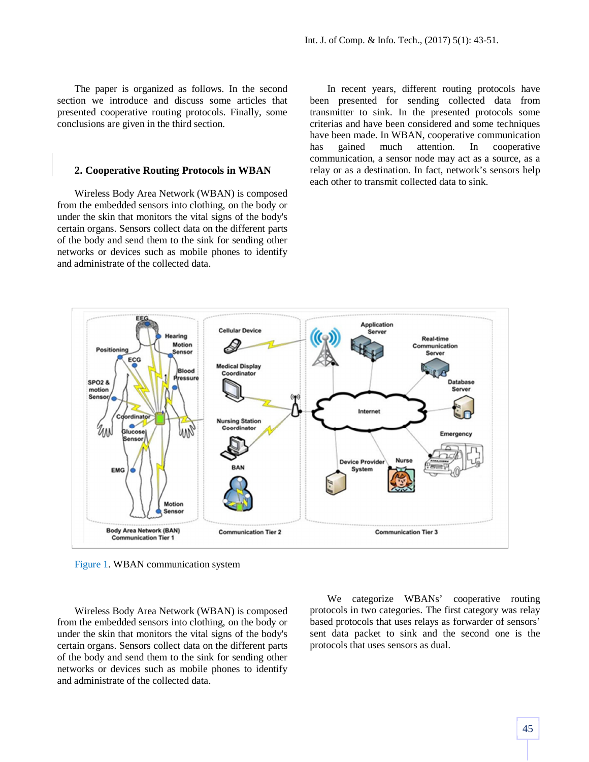The paper is organized as follows. In the second section we introduce and discuss some articles that presented cooperative routing protocols. Finally, some conclusions are given in the third section.

## 2. Cooperative Routing Protocols in WBAN

Wireless Body Area Network (WBAN) is composed from the embedded sensors into clothing, on the body or under the skin that monitors the vital signs of the body's certain organs. Sensors collect data on the different parts of the body and send them to the sink for sending other networks or devices such as mobile phones to identify and administrate of the collected data.

In recent years, different routing protocols have been presented for sending collected data from transmitter to sink. In the presented protocols some criterias and have been considered and some techniques have been made. In WBAN, cooperative communication has gained much attention. In cooperative communication, a sensor node may act as a source, as a relay or as a destination. In fact, network's sensors help each other to transmit collected data to sink.

Figure 1. WBAN communication system

Wireless Body Area Network (WBAN) is composed from the embedded sensors into clothing, on the body or under the skin that monitors the vital signs of the body's certain organs. Sensors collect data on the different parts of the body and send them to the sink for sending other networks or devices such as mobile phones to identify and administrate of the collected data.

We categorize WBANs' cooperative routing protocols in two categories. The first category was relay based protocols that uses relays as forwarder of sensors' sent data packet to sink and the second one is the protocols that uses sensors as dual.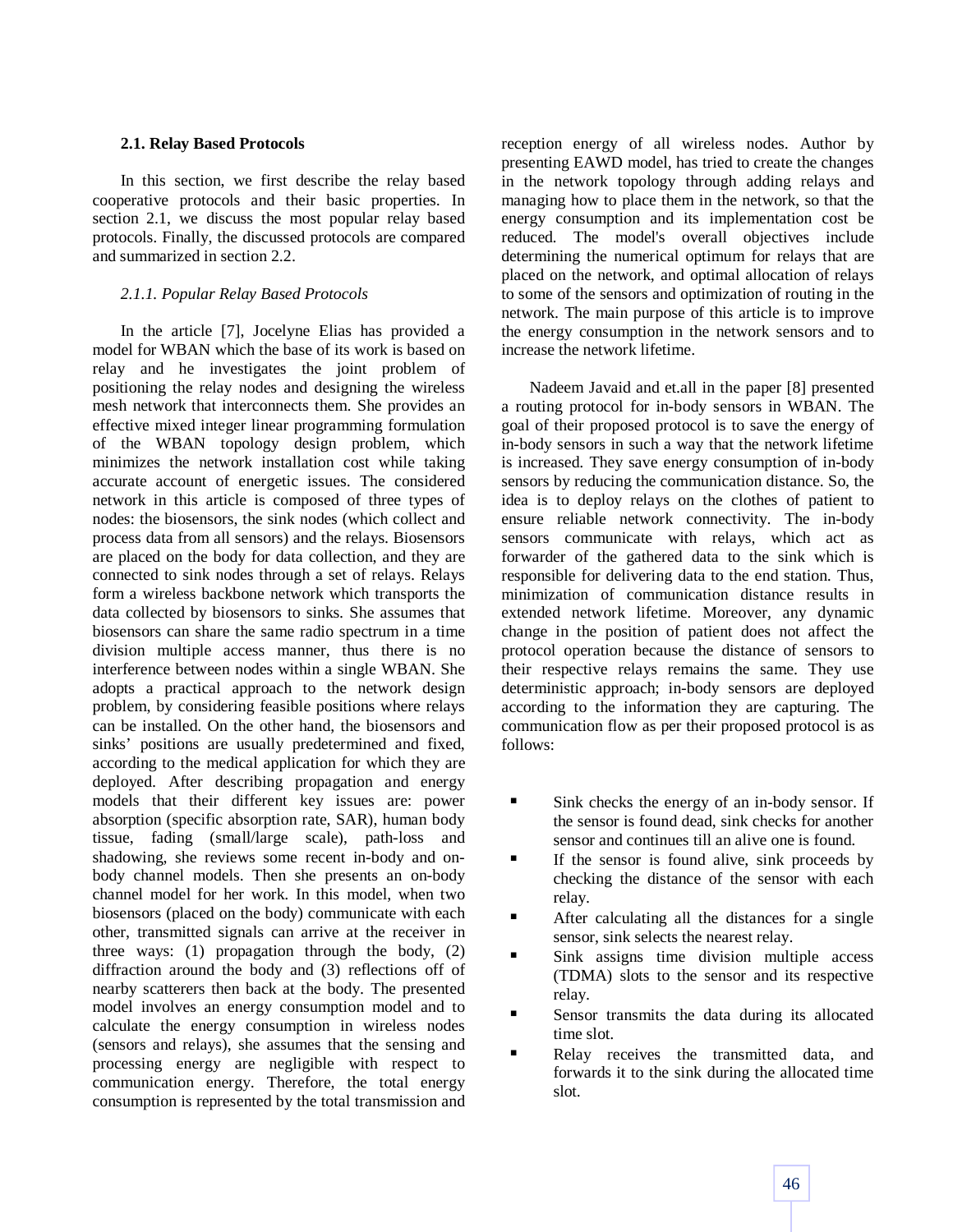### 2.1. Relay Based Protocols

In this section, we first describe the relay based cooperative protocols and their basic properties. In section 2.1, we discuss the most popular relay based protocols. Finally, the discussed protocols are compared and summarized in section 2.2.

#### *2.1.1. Popular Relay Based Protocols*

In the article [7], Jocelyne Elias has provided a model for WBAN which the base of its work is based on relay and he investigates the joint problem of positioning the relay nodes and designing the wireless mesh network that interconnects them. She provides an effective mixed integer linear programming formulation of the WBAN topology design problem, which minimizes the network installation cost while taking accurate account of energetic issues. The considered network in this article is composed of three types of nodes: the biosensors, the sink nodes (which collect and process data from all sensors) and the relays. Biosensors are placed on the body for data collection, and they are connected to sink nodes through a set of relays. Relays form a wireless backbone network which transports the data collected by biosensors to sinks. She assumes that biosensors can share the same radio spectrum in a time division multiple access manner, thus there is no interference between nodes within a single WBAN. She adopts a practical approach to the network design problem, by considering feasible positions where relays can be installed. On the other hand, the biosensors and sinks' positions are usually predetermined and fixed, according to the medical application for which they are deployed. After describing propagation and energy models that their different key issues are: power absorption (specific absorption rate, SAR), human body tissue, fading (small/large scale), path-loss and shadowing, she reviews some recent in-body and on-body channel models. Then she presents an on-body channel model for her work. In this model, when two biosensors (placed on the body) communicate with each other, transmitted signals can arrive at the receiver in three ways: (1) propagation through the body, (2) diffraction around the body and (3) reflections off of nearby scatterers then back at the body. The presented model involves an energy consumption model and to calculate the energy consumption in wireless nodes (sensors and relays), she assumes that the sensing and processing energy are negligible with respect to communication energy. Therefore, the total energy consumption is represented by the total transmission and reception energy of all wireless nodes. Author by presenting EAWD model, has tried to create the changes in the network topology through adding relays and managing how to place them in the network, so that the energy consumption and its implementation cost be reduced. The model's overall objectives include determining the numerical optimum for relays that are placed on the network, and optimal allocation of relays to some of the sensors and optimization of routing in the network. The main purpose of this article is to improve the energy consumption in the network sensors and to increase the network lifetime.

Nadeem Javaid and et.all in the paper [8] presented a routing protocol for in-body sensors in WBAN. The goal of their proposed protocol is to save the energy of in-body sensors in such a way that the network lifetime is increased. They save energy consumption of in-body sensors by reducing the communication distance. So, the idea is to deploy relays on the clothes of patient to ensure reliable network connectivity. The in-body sensors communicate with relays, which act as forwarder of the gathered data to the sink which is responsible for delivering data to the end station. Thus, minimization of communication distance results in extended network lifetime. Moreover, any dynamic change in the position of patient does not affect the protocol operation because the distance of sensors to their respective relays remains the same. They use deterministic approach; in-body sensors are deployed according to the information they are capturing. The communication flow as per their proposed protocol is as follows:

- Sink checks the energy of an in-body sensor. If the sensor is found dead, sink checks for another sensor and continues till an alive one is found.
- If the sensor is found alive, sink proceeds by checking the distance of the sensor with each relay.
- After calculating all the distances for a single sensor, sink selects the nearest relay.
- Sink assigns time division multiple access (TDMA) slots to the sensor and its respective relay.
- Sensor transmits the data during its allocated time slot.
- Relay receives the transmitted data, and forwards it to the sink during the allocated time slot.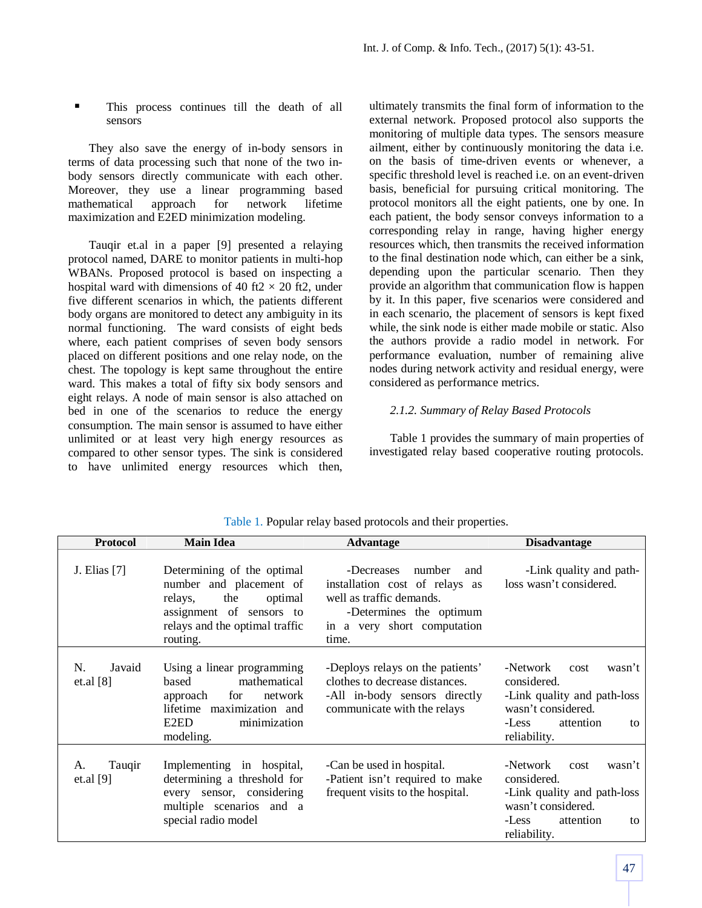- This process continues till the death of all sensors

They also save the energy of in-body sensors in terms of data processing such that none of the two in-body sensors directly communicate with each other. Moreover, they use a linear programming based mathematical approach for network lifetime maximization and E2ED minimization modeling.

Tauqir et.al in a paper [9] presented a relaying protocol named, DARE to monitor patients in multi-hop WBANs. Proposed protocol is based on inspecting a hospital ward with dimensions of 40 ft2 × 20 ft2, under five different scenarios in which, the patients different body organs are monitored to detect any ambiguity in its normal functioning. The ward consists of eight beds where, each patient comprises of seven body sensors placed on different positions and one relay node, on the chest. The topology is kept same throughout the entire ward. This makes a total of fifty six body sensors and eight relays. A node of main sensor is also attached on bed in one of the scenarios to reduce the energy consumption. The main sensor is assumed to have either unlimited or at least very high energy resources as compared to other sensor types. The sink is considered to have unlimited energy resources which then, ultimately transmits the final form of information to the external network. Proposed protocol also supports the monitoring of multiple data types. The sensors measure ailment, either by continuously monitoring the data i.e. on the basis of time-driven events or whenever, a specific threshold level is reached i.e. on an event-driven basis, beneficial for pursuing critical monitoring. The protocol monitors all the eight patients, one by one. In each patient, the body sensor conveys information to a corresponding relay in range, having higher energy resources which, then transmits the received information to the final destination node which, can either be a sink, depending upon the particular scenario. Then they provide an algorithm that communication flow is happen by it. In this paper, five scenarios were considered and in each scenario, the placement of sensors is kept fixed while, the sink node is either made mobile or static. Also the authors provide a radio model in network. For performance evaluation, number of remaining alive nodes during network activity and residual energy, were considered as performance metrics.

*2.1.2. Summary of Relay Based Protocols*

Table 1 provides the summary of main properties of investigated relay based cooperative routing protocols.

Table 1. Popular relay based protocols and their properties.

| Protocol | Main Idea | Advantage | Disadvantage |
|---|---|---|---|
| J. Elias [7] | Determining of the optimal number and placement of relays, the optimal assignment of sensors to relays and the optimal traffic routing. | -Decreases number and installation cost of relays as well as traffic demands.<br>-Determines the optimum in a very short computation time. | -Link quality and path-loss wasn't considered. |
| N. Javaid et.al [8] | Using a linear programming based mathematical approach for network lifetime maximization and E2ED minimization modeling. | -Deploys relays on the patients' clothes to decrease distances.<br>-All in-body sensors directly communicate with the relays | -Network cost wasn't considered.<br>-Link quality and path-loss wasn't considered.<br>-Less attention to reliability. |
| A. Tauqir et.al [9] | Implementing in hospital, determining a threshold for every sensor, considering multiple scenarios and a special radio model | -Can be used in hospital.<br>-Patient isn't required to make frequent visits to the hospital. | -Network cost wasn't considered.<br>-Link quality and path-loss wasn't considered.<br>-Less attention to reliability. |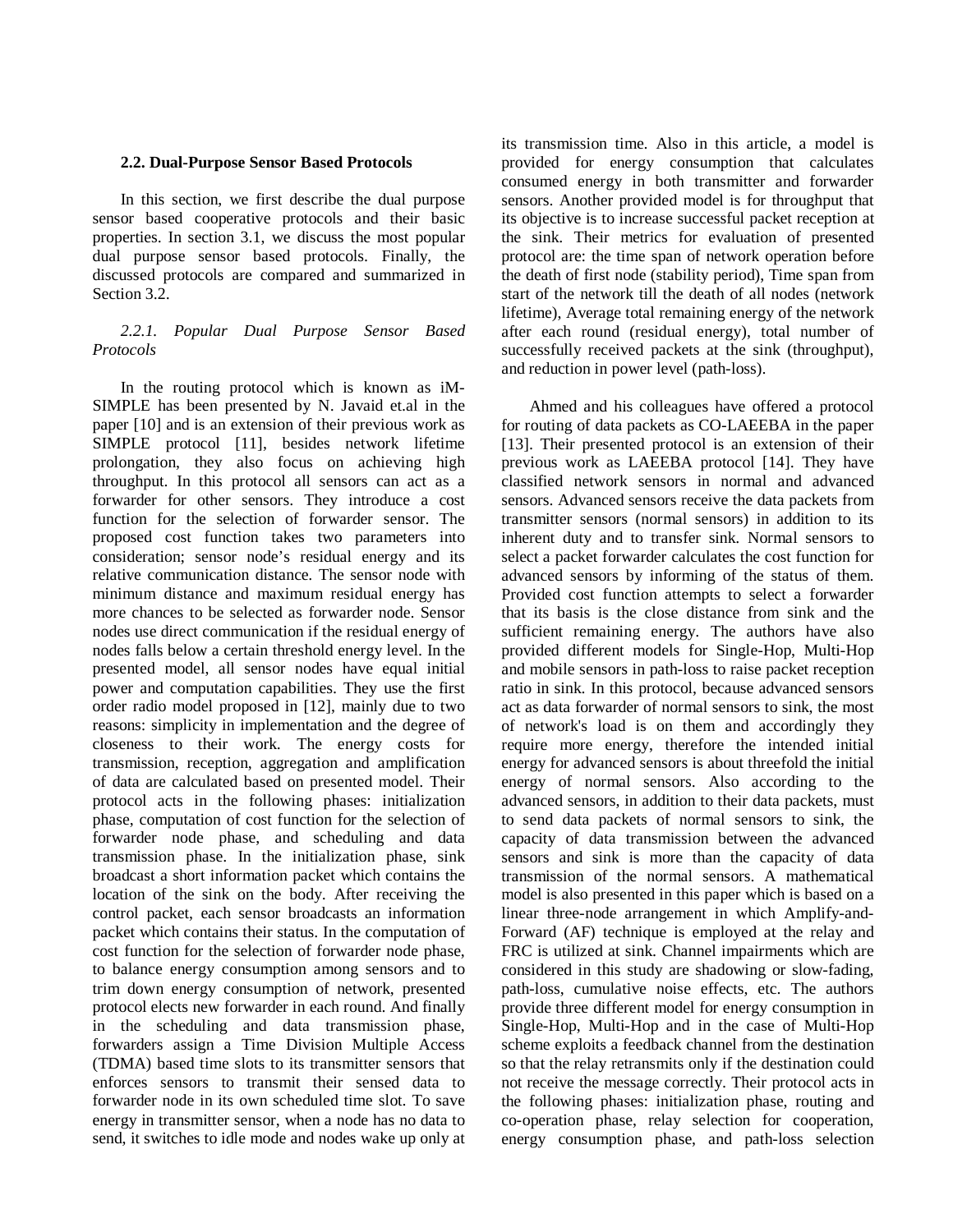### 2.2. Dual-Purpose Sensor Based Protocols

In this section, we first describe the dual purpose sensor based cooperative protocols and their basic properties. In section 3.1, we discuss the most popular dual purpose sensor based protocols. Finally, the discussed protocols are compared and summarized in Section 3.2.

#### *2.2.1. Popular Dual Purpose Sensor Based Protocols*

In the routing protocol which is known as iM-SIMPLE has been presented by N. Javaid et.al in the paper [10] and is an extension of their previous work as SIMPLE protocol [11], besides network lifetime prolongation, they also focus on achieving high throughput. In this protocol all sensors can act as a forwarder for other sensors. They introduce a cost function for the selection of forwarder sensor. The proposed cost function takes two parameters into consideration; sensor node's residual energy and its relative communication distance. The sensor node with minimum distance and maximum residual energy has more chances to be selected as forwarder node. Sensor nodes use direct communication if the residual energy of nodes falls below a certain threshold energy level. In the presented model, all sensor nodes have equal initial power and computation capabilities. They use the first order radio model proposed in [12], mainly due to two reasons: simplicity in implementation and the degree of closeness to their work. The energy costs for transmission, reception, aggregation and amplification of data are calculated based on presented model. Their protocol acts in the following phases: initialization phase, computation of cost function for the selection of forwarder node phase, and scheduling and data transmission phase. In the initialization phase, sink broadcast a short information packet which contains the location of the sink on the body. After receiving the control packet, each sensor broadcasts an information packet which contains their status. In the computation of cost function for the selection of forwarder node phase, to balance energy consumption among sensors and to trim down energy consumption of network, presented protocol elects new forwarder in each round. And finally in the scheduling and data transmission phase, forwarders assign a Time Division Multiple Access (TDMA) based time slots to its transmitter sensors that enforces sensors to transmit their sensed data to forwarder node in its own scheduled time slot. To save energy in transmitter sensor, when a node has no data to send, it switches to idle mode and nodes wake up only at its transmission time. Also in this article, a model is provided for energy consumption that calculates consumed energy in both transmitter and forwarder sensors. Another provided model is for throughput that its objective is to increase successful packet reception at the sink. Their metrics for evaluation of presented protocol are: the time span of network operation before the death of first node (stability period), Time span from start of the network till the death of all nodes (network lifetime), Average total remaining energy of the network after each round (residual energy), total number of successfully received packets at the sink (throughput), and reduction in power level (path-loss).

Ahmed and his colleagues have offered a protocol for routing of data packets as CO-LAEEBA in the paper [13]. Their presented protocol is an extension of their previous work as LAEEBA protocol [14]. They have classified network sensors in normal and advanced sensors. Advanced sensors receive the data packets from transmitter sensors (normal sensors) in addition to its inherent duty and to transfer sink. Normal sensors to select a packet forwarder calculates the cost function for advanced sensors by informing of the status of them. Provided cost function attempts to select a forwarder that its basis is the close distance from sink and the sufficient remaining energy. The authors have also provided different models for Single-Hop, Multi-Hop and mobile sensors in path-loss to raise packet reception ratio in sink. In this protocol, because advanced sensors act as data forwarder of normal sensors to sink, the most of network's load is on them and accordingly they require more energy, therefore the intended initial energy for advanced sensors is about threefold the initial energy of normal sensors. Also according to the advanced sensors, in addition to their data packets, must to send data packets of normal sensors to sink, the capacity of data transmission between the advanced sensors and sink is more than the capacity of data transmission of the normal sensors. A mathematical model is also presented in this paper which is based on a linear three-node arrangement in which Amplify-and-Forward (AF) technique is employed at the relay and FRC is utilized at sink. Channel impairments which are considered in this study are shadowing or slow-fading, path-loss, cumulative noise effects, etc. The authors provide three different model for energy consumption in Single-Hop, Multi-Hop and in the case of Multi-Hop scheme exploits a feedback channel from the destination so that the relay retransmits only if the destination could not receive the message correctly. Their protocol acts in the following phases: initialization phase, routing and co-operation phase, relay selection for cooperation, energy consumption phase, and path-loss selection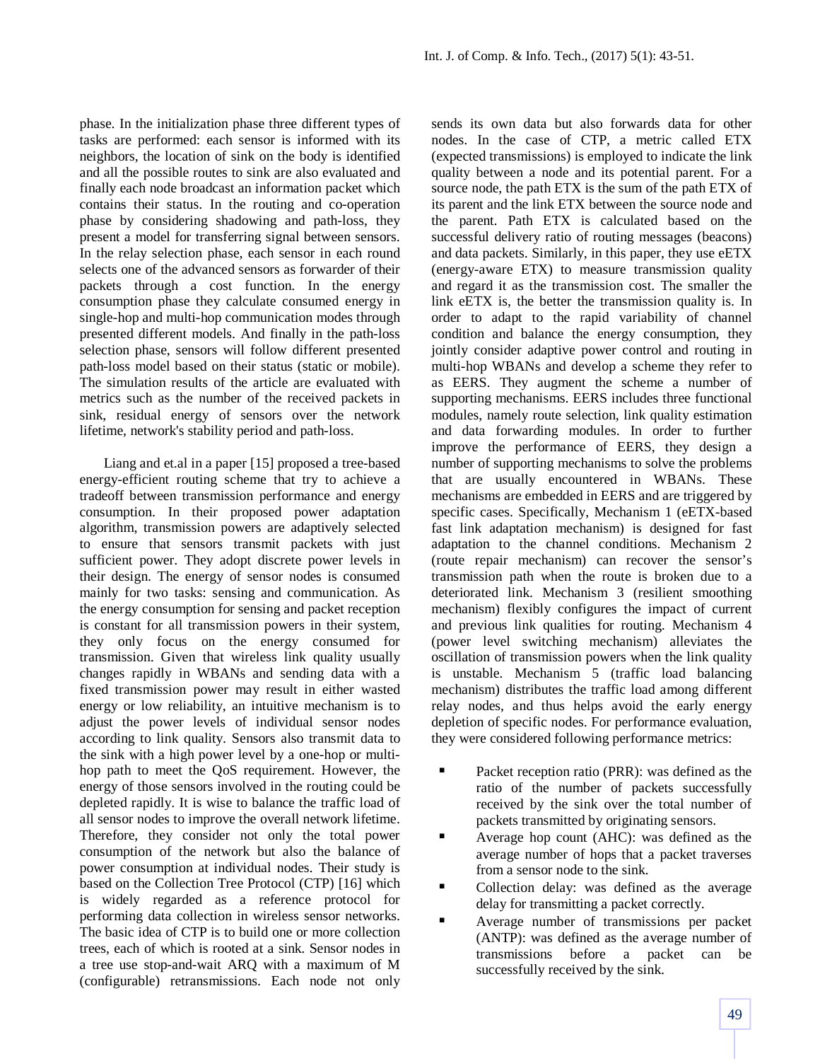phase. In the initialization phase three different types of tasks are performed: each sensor is informed with its neighbors, the location of sink on the body is identified and all the possible routes to sink are also evaluated and finally each node broadcast an information packet which contains their status. In the routing and co-operation phase by considering shadowing and path-loss, they present a model for transferring signal between sensors. In the relay selection phase, each sensor in each round selects one of the advanced sensors as forwarder of their packets through a cost function. In the energy consumption phase they calculate consumed energy in single-hop and multi-hop communication modes through presented different models. And finally in the path-loss selection phase, sensors will follow different presented path-loss model based on their status (static or mobile). The simulation results of the article are evaluated with metrics such as the number of the received packets in sink, residual energy of sensors over the network lifetime, network's stability period and path-loss.

Liang and et.al in a paper [15] proposed a tree-based energy-efficient routing scheme that try to achieve a tradeoff between transmission performance and energy consumption. In their proposed power adaptation algorithm, transmission powers are adaptively selected to ensure that sensors transmit packets with just sufficient power. They adopt discrete power levels in their design. The energy of sensor nodes is consumed mainly for two tasks: sensing and communication. As the energy consumption for sensing and packet reception is constant for all transmission powers in their system, they only focus on the energy consumed for transmission. Given that wireless link quality usually changes rapidly in WBANs and sending data with a fixed transmission power may result in either wasted energy or low reliability, an intuitive mechanism is to adjust the power levels of individual sensor nodes according to link quality. Sensors also transmit data to the sink with a high power level by a one-hop or multi-hop path to meet the QoS requirement. However, the energy of those sensors involved in the routing could be depleted rapidly. It is wise to balance the traffic load of all sensor nodes to improve the overall network lifetime. Therefore, they consider not only the total power consumption of the network but also the balance of power consumption at individual nodes. Their study is based on the Collection Tree Protocol (CTP) [16] which is widely regarded as a reference protocol for performing data collection in wireless sensor networks. The basic idea of CTP is to build one or more collection trees, each of which is rooted at a sink. Sensor nodes in a tree use stop-and-wait ARQ with a maximum of M (configurable) retransmissions. Each node not only sends its own data but also forwards data for other nodes. In the case of CTP, a metric called ETX (expected transmissions) is employed to indicate the link quality between a node and its potential parent. For a source node, the path ETX is the sum of the path ETX of its parent and the link ETX between the source node and the parent. Path ETX is calculated based on the successful delivery ratio of routing messages (beacons) and data packets. Similarly, in this paper, they use eETX (energy-aware ETX) to measure transmission quality and regard it as the transmission cost. The smaller the link eETX is, the better the transmission quality is. In order to adapt to the rapid variability of channel condition and balance the energy consumption, they jointly consider adaptive power control and routing in multi-hop WBANs and develop a scheme they refer to as EERS. They augment the scheme a number of supporting mechanisms. EERS includes three functional modules, namely route selection, link quality estimation and data forwarding modules. In order to further improve the performance of EERS, they design a number of supporting mechanisms to solve the problems that are usually encountered in WBANs. These mechanisms are embedded in EERS and are triggered by specific cases. Specifically, Mechanism 1 (eETX-based fast link adaptation mechanism) is designed for fast adaptation to the channel conditions. Mechanism 2 (route repair mechanism) can recover the sensor's transmission path when the route is broken due to a deteriorated link. Mechanism 3 (resilient smoothing mechanism) flexibly configures the impact of current and previous link qualities for routing. Mechanism 4 (power level switching mechanism) alleviates the oscillation of transmission powers when the link quality is unstable. Mechanism 5 (traffic load balancing mechanism) distributes the traffic load among different relay nodes, and thus helps avoid the early energy depletion of specific nodes. For performance evaluation, they were considered following performance metrics:

- Packet reception ratio (PRR): was defined as the ratio of the number of packets successfully received by the sink over the total number of packets transmitted by originating sensors.
- Average hop count (AHC): was defined as the average number of hops that a packet traverses from a sensor node to the sink.
- Collection delay: was defined as the average delay for transmitting a packet correctly.
- Average number of transmissions per packet (ANTP): was defined as the average number of transmissions before a packet can be successfully received by the sink.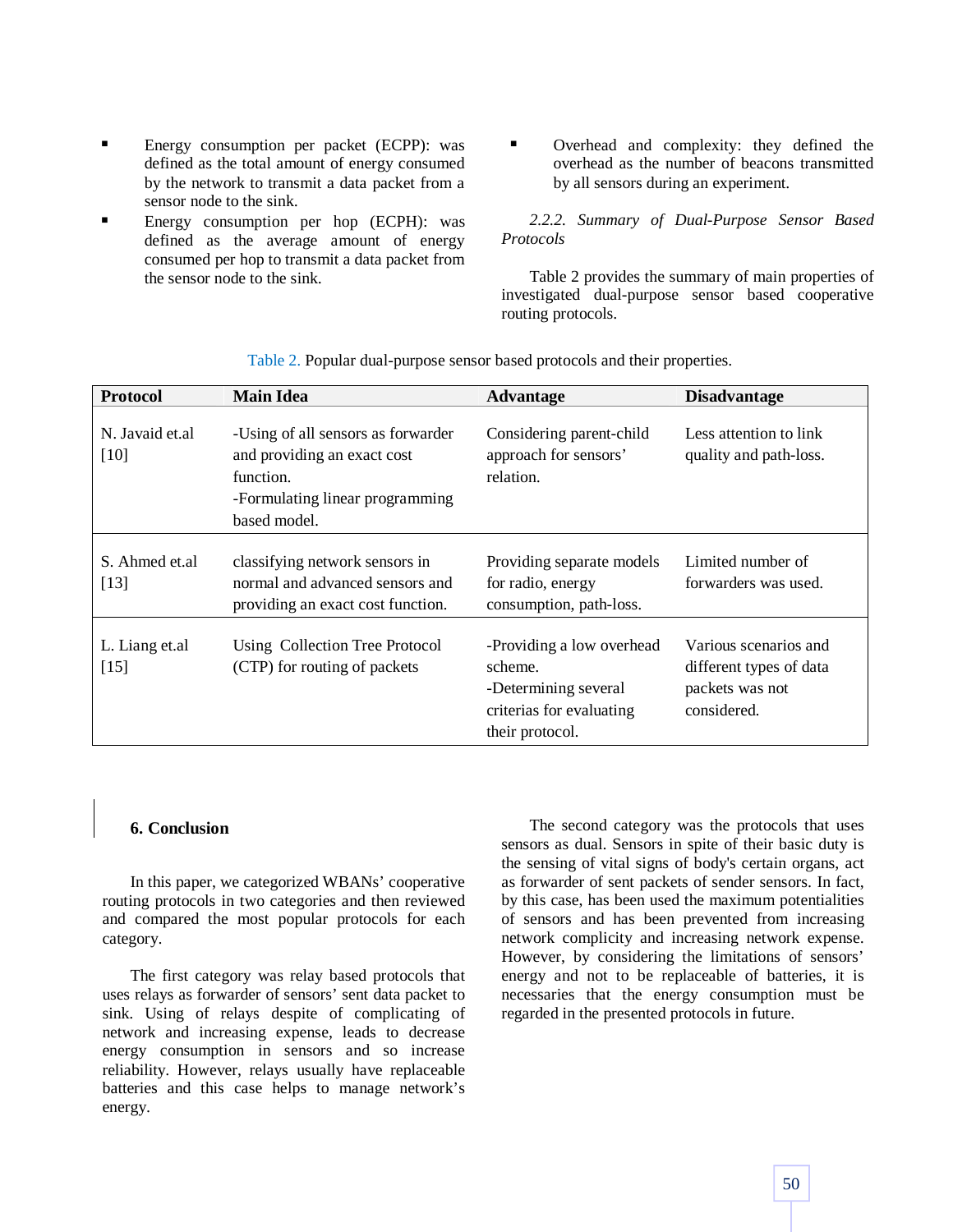- Energy consumption per packet (ECPP): was defined as the total amount of energy consumed by the network to transmit a data packet from a sensor node to the sink.
- Energy consumption per hop (ECPH): was defined as the average amount of energy consumed per hop to transmit a data packet from the sensor node to the sink.
- Overhead and complexity: they defined the overhead as the number of beacons transmitted by all sensors during an experiment.

*2.2.2. Summary of Dual-Purpose Sensor Based Protocols*

Table 2 provides the summary of main properties of investigated dual-purpose sensor based cooperative routing protocols.

Table 2. Popular dual-purpose sensor based protocols and their properties.

| Protocol | Main Idea | Advantage | Disadvantage |
|---|---|---|---|
| N. Javaid et.al [10] | -Using of all sensors as forwarder and providing an exact cost function. -Formulating linear programming based model. | Considering parent-child approach for sensors' relation. | Less attention to link quality and path-loss. |
| S. Ahmed et.al [13] | classifying network sensors in normal and advanced sensors and providing an exact cost function. | Providing separate models for radio, energy consumption, path-loss. | Limited number of forwarders was used. |
| L. Liang et.al [15] | Using Collection Tree Protocol (CTP) for routing of packets | -Providing a low overhead scheme. -Determining several criterias for evaluating their protocol. | Various scenarios and different types of data packets was not considered. |

## 6. Conclusion

In this paper, we categorized WBANs' cooperative routing protocols in two categories and then reviewed and compared the most popular protocols for each category.

The first category was relay based protocols that uses relays as forwarder of sensors' sent data packet to sink. Using of relays despite of complicating of network and increasing expense, leads to decrease energy consumption in sensors and so increase reliability. However, relays usually have replaceable batteries and this case helps to manage network's energy.

The second category was the protocols that uses sensors as dual. Sensors in spite of their basic duty is the sensing of vital signs of body's certain organs, act as forwarder of sent packets of sender sensors. In fact, by this case, has been used the maximum potentialities of sensors and has been prevented from increasing network complicity and increasing network expense. However, by considering the limitations of sensors' energy and not to be replaceable of batteries, it is necessaries that the energy consumption must be regarded in the presented protocols in future.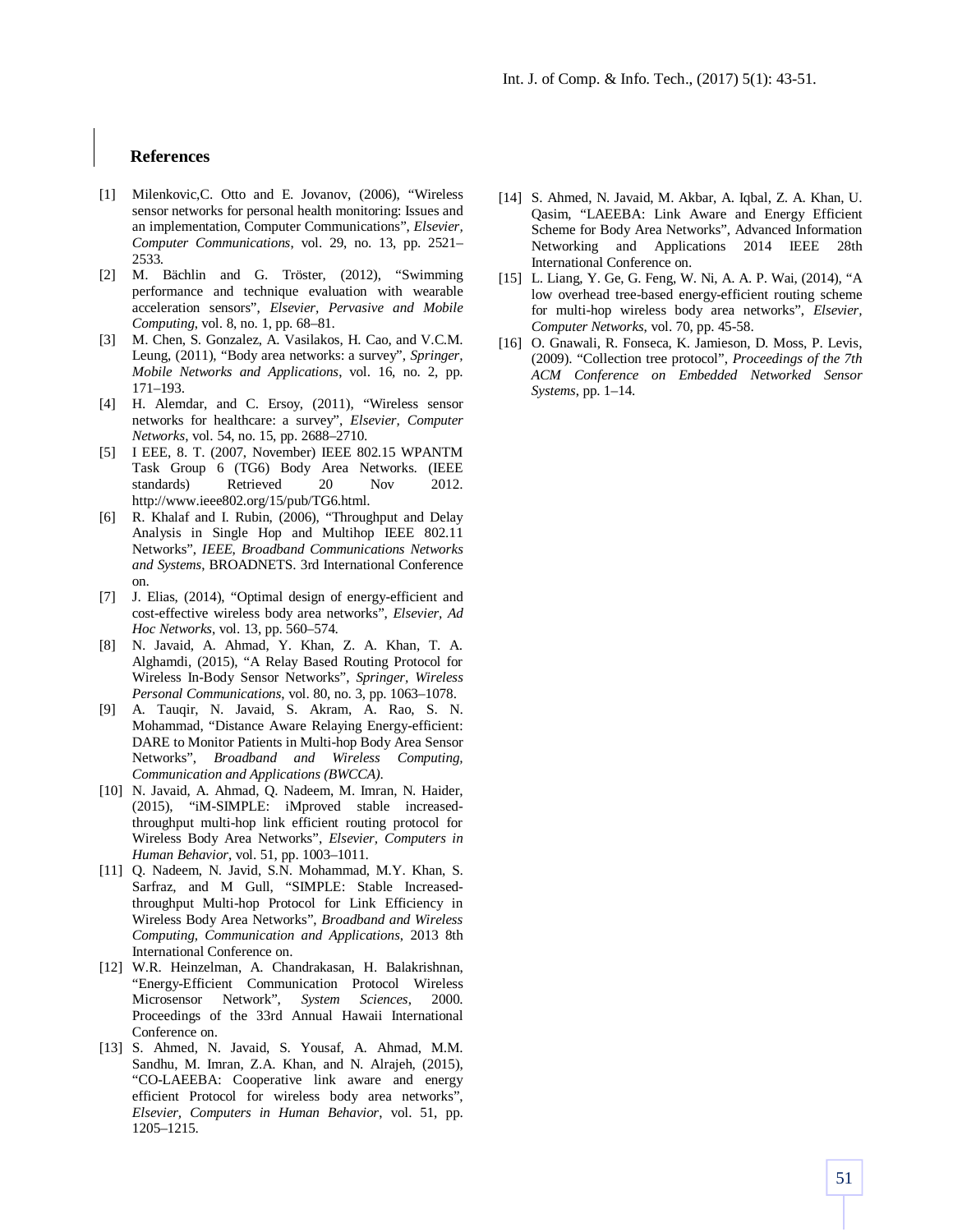## References

[1] Milenkovic,C. Otto and E. Jovanov, (2006), "Wireless sensor networks for personal health monitoring: Issues and an implementation, Computer Communications", *Elsevier, Computer Communications*, vol. 29, no. 13, pp. 2521–2533.

[2] M. Bächlin and G. Tröster, (2012), "Swimming performance and technique evaluation with wearable acceleration sensors", *Elsevier, Pervasive and Mobile Computing*, vol. 8, no. 1, pp. 68–81.

[3] M. Chen, S. Gonzalez, A. Vasilakos, H. Cao, and V.C.M. Leung, (2011), "Body area networks: a survey", *Springer, Mobile Networks and Applications*, vol. 16, no. 2, pp. 171–193.

[4] H. Alemdar, and C. Ersoy, (2011), "Wireless sensor networks for healthcare: a survey", *Elsevier, Computer Networks*, vol. 54, no. 15, pp. 2688–2710.

[5] I EEE, 8. T. (2007, November) IEEE 802.15 WPANTM Task Group 6 (TG6) Body Area Networks. (IEEE standards) Retrieved 20 Nov 2012. http://www.ieee802.org/15/pub/TG6.html.

[6] R. Khalaf and I. Rubin, (2006), "Throughput and Delay Analysis in Single Hop and Multihop IEEE 802.11 Networks", *IEEE, Broadband Communications Networks and Systems*, BROADNETS. 3rd International Conference on.

[7] J. Elias, (2014), "Optimal design of energy-efficient and cost-effective wireless body area networks", *Elsevier, Ad Hoc Networks*, vol. 13, pp. 560–574.

[8] N. Javaid, A. Ahmad, Y. Khan, Z. A. Khan, T. A. Alghamdi, (2015), "A Relay Based Routing Protocol for Wireless In-Body Sensor Networks", *Springer, Wireless Personal Communications*, vol. 80, no. 3, pp. 1063–1078.

[9] A. Tauqir, N. Javaid, S. Akram, A. Rao, S. N. Mohammad, "Distance Aware Relaying Energy-efficient: DARE to Monitor Patients in Multi-hop Body Area Sensor Networks", *Broadband and Wireless Computing, Communication and Applications (BWCCA)*.

[10] N. Javaid, A. Ahmad, Q. Nadeem, M. Imran, N. Haider, (2015), "iM-SIMPLE: iMproved stable increased-throughput multi-hop link efficient routing protocol for Wireless Body Area Networks", *Elsevier, Computers in Human Behavior*, vol. 51, pp. 1003–1011.

[11] Q. Nadeem, N. Javid, S.N. Mohammad, M.Y. Khan, S. Sarfraz, and M Gull, "SIMPLE: Stable Increased-throughput Multi-hop Protocol for Link Efficiency in Wireless Body Area Networks", *Broadband and Wireless Computing, Communication and Applications*, 2013 8th International Conference on.

[12] W.R. Heinzelman, A. Chandrakasan, H. Balakrishnan, "Energy-Efficient Communication Protocol Wireless Microsensor Network", *System Sciences*, 2000. Proceedings of the 33rd Annual Hawaii International Conference on.

[13] S. Ahmed, N. Javaid, S. Yousaf, A. Ahmad, M.M. Sandhu, M. Imran, Z.A. Khan, and N. Alrajeh, (2015), "CO-LAEEBA: Cooperative link aware and energy efficient Protocol for wireless body area networks", *Elsevier, Computers in Human Behavior*, vol. 51, pp. 1205–1215.

[14] S. Ahmed, N. Javaid, M. Akbar, A. Iqbal, Z. A. Khan, U. Qasim, "LAEEBA: Link Aware and Energy Efficient Scheme for Body Area Networks", Advanced Information Networking and Applications 2014 IEEE 28th International Conference on.

[15] L. Liang, Y. Ge, G. Feng, W. Ni, A. A. P. Wai, (2014), "A low overhead tree-based energy-efficient routing scheme for multi-hop wireless body area networks", *Elsevier, Computer Networks*, vol. 70, pp. 45-58.

[16] O. Gnawali, R. Fonseca, K. Jamieson, D. Moss, P. Levis, (2009). "Collection tree protocol", *Proceedings of the 7th ACM Conference on Embedded Networked Sensor Systems*, pp. 1–14.